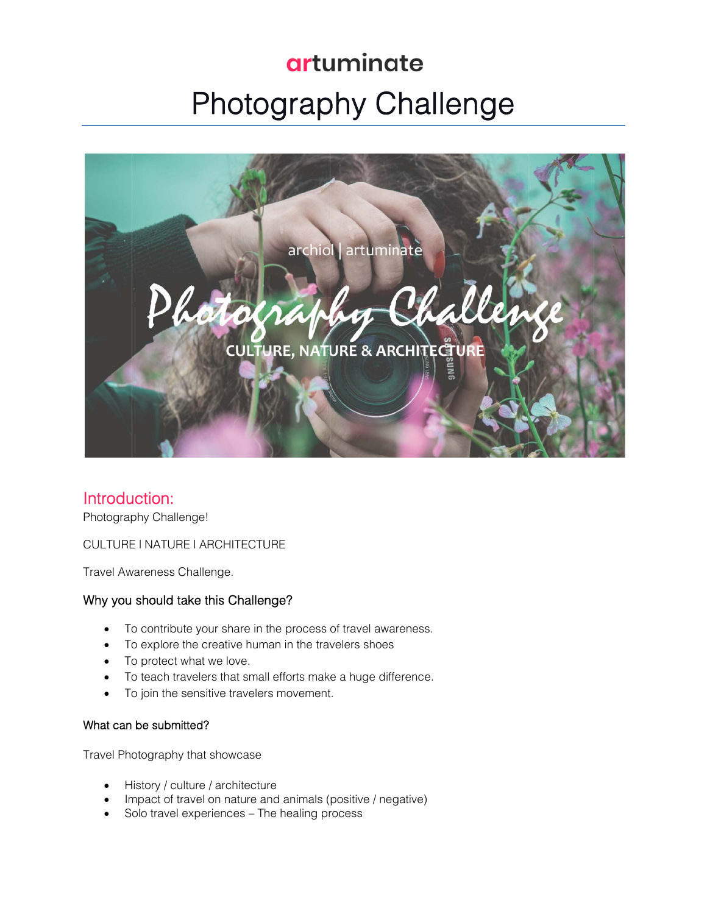# artuminate

# Photography Challenge

## Introduction:

Photography Challenge!

CULTURE I NATURE I ARCHITECTURE

Travel Awareness Challenge.

### Why you should take this Challenge?

- To contribute your share in the process of travel awareness.
- To explore the creative human in the travelers shoes
- To protect what we love.
- To teach travelers that small efforts make a huge difference.
- To join the sensitive travelers movement.

#### What can be submitted?

Travel Photography that showcase

- History / culture / architecture
- Impact of travel on nature and animals (positive / negative)
- Solo travel experiences – The healing process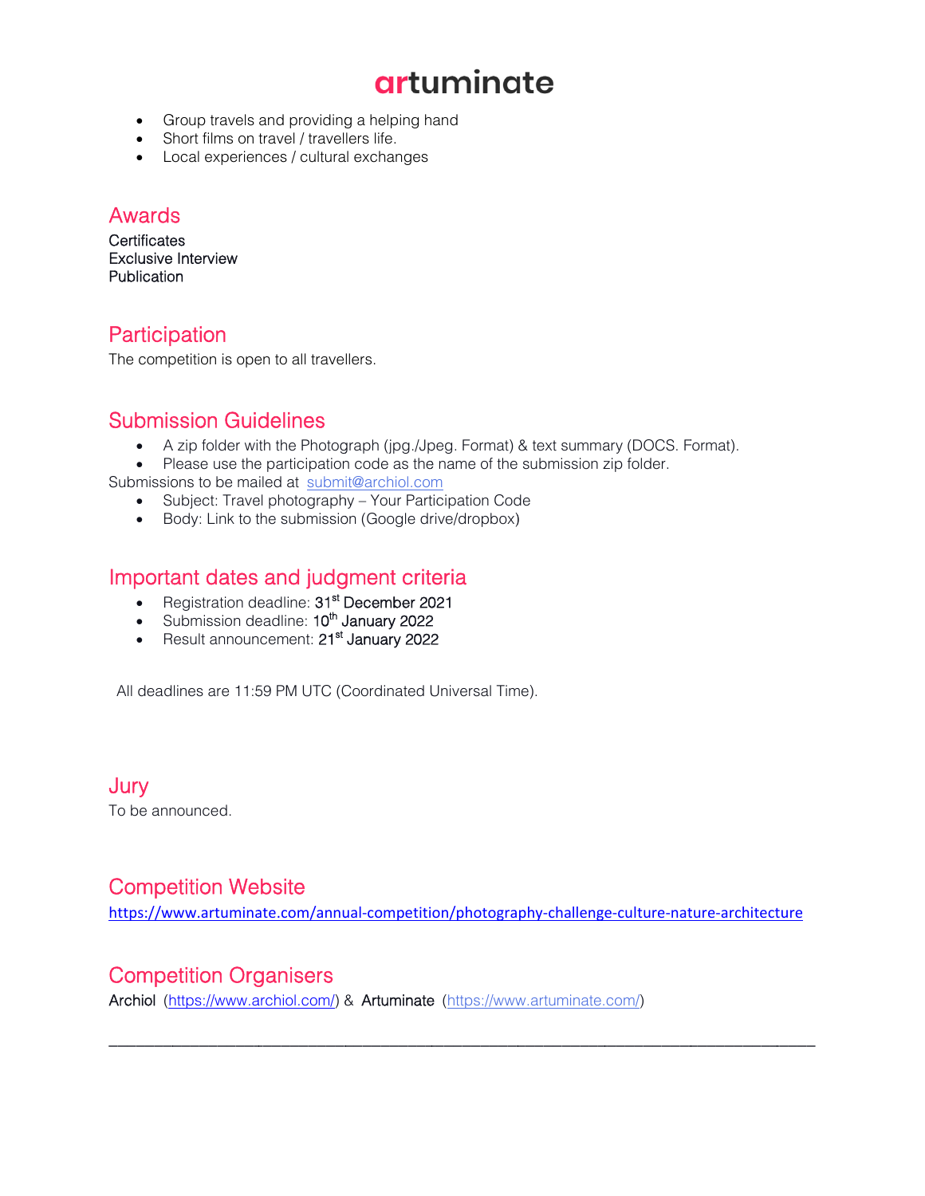- Group travels and providing a helping hand
- Short films on travel / travellers life.
- Local experiences / cultural exchanges

## Awards

Certificates
Exclusive Interview
Publication

## Participation

The competition is open to all travellers.

## Submission Guidelines

- A zip folder with the Photograph (jpg./Jpeg. Format) & text summary (DOCS. Format).
- Please use the participation code as the name of the submission zip folder.

Submissions to be mailed at submit@archiol.com

- Subject: Travel photography – Your Participation Code
- Body: Link to the submission (Google drive/dropbox)

## Important dates and judgment criteria

- Registration deadline: 31st December 2021
- Submission deadline: 10th January 2022
- Result announcement: 21st January 2022

All deadlines are 11:59 PM UTC (Coordinated Universal Time).

## Jury

To be announced.

## Competition Website

https://www.artuminate.com/annual-competition/photography-challenge-culture-nature-architecture

## Competition Organisers

Archiol (https://www.archiol.com/) & Artuminate (https://www.artuminate.com/)

---